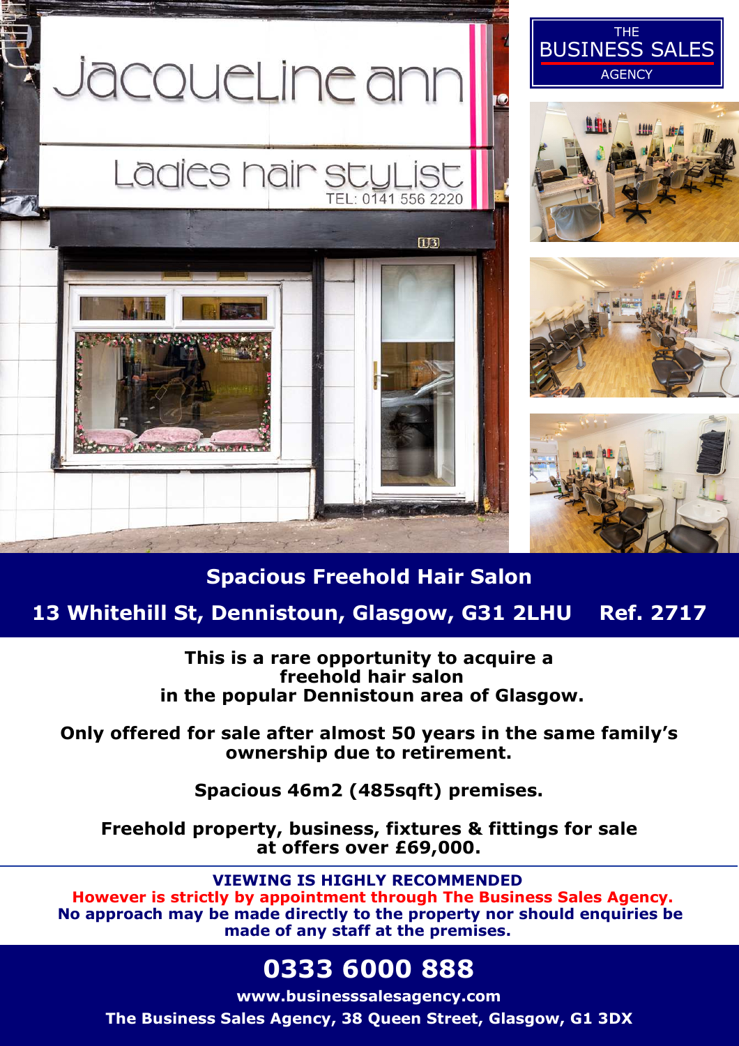THE BUSINESS SALES AGENCY

## Spacious Freehold Hair Salon

## 13 Whitehill St, Dennistoun, Glasgow, G31 2LHU Ref. 2717

**This is a rare opportunity to acquire a freehold hair salon in the popular Dennistoun area of Glasgow.**

**Only offered for sale after almost 50 years in the same family's ownership due to retirement.**

**Spacious 46m2 (485sqft) premises.**

**Freehold property, business, fixtures & fittings for sale at offers over £69,000.**

**VIEWING IS HIGHLY RECOMMENDED**
**However is strictly by appointment through The Business Sales Agency.**
**No approach may be made directly to the property nor should enquiries be made of any staff at the premises.**

## 0333 6000 888

**www.businesssalesagency.com**
**The Business Sales Agency, 38 Queen Street, Glasgow, G1 3DX**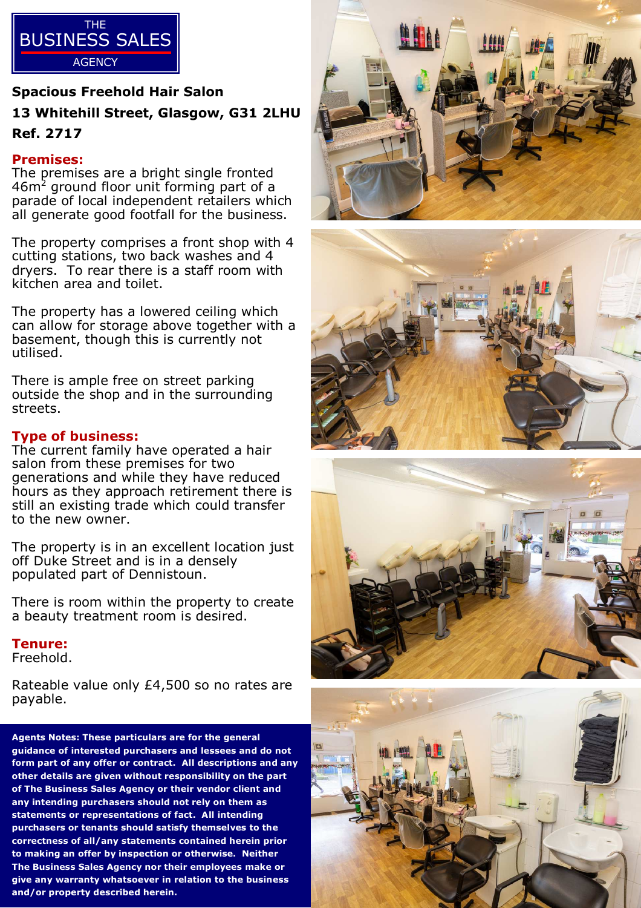THE BUSINESS SALES AGENCY

**Spacious Freehold Hair Salon**

**13 Whitehill Street, Glasgow, G31 2LHU**

**Ref. 2717**

## Premises:

The premises are a bright single fronted 46m$^2$ ground floor unit forming part of a parade of local independent retailers which all generate good footfall for the business.

The property comprises a front shop with 4 cutting stations, two back washes and 4 dryers. To rear there is a staff room with kitchen area and toilet.

The property has a lowered ceiling which can allow for storage above together with a basement, though this is currently not utilised.

There is ample free on street parking outside the shop and in the surrounding streets.

## Type of business:

The current family have operated a hair salon from these premises for two generations and while they have reduced hours as they approach retirement there is still an existing trade which could transfer to the new owner.

The property is in an excellent location just off Duke Street and is in a densely populated part of Dennistoun.

There is room within the property to create a beauty treatment room is desired.

## Tenure:

Freehold.

Rateable value only £4,500 so no rates are payable.

**Agents Notes: These particulars are for the general guidance of interested purchasers and lessees and do not form part of any offer or contract. All descriptions and any other details are given without responsibility on the part of The Business Sales Agency or their vendor client and any intending purchasers should not rely on them as statements or representations of fact. All intending purchasers or tenants should satisfy themselves to the correctness of all/any statements contained herein prior to making an offer by inspection or otherwise. Neither The Business Sales Agency nor their employees make or give any warranty whatsoever in relation to the business and/or property described herein.**